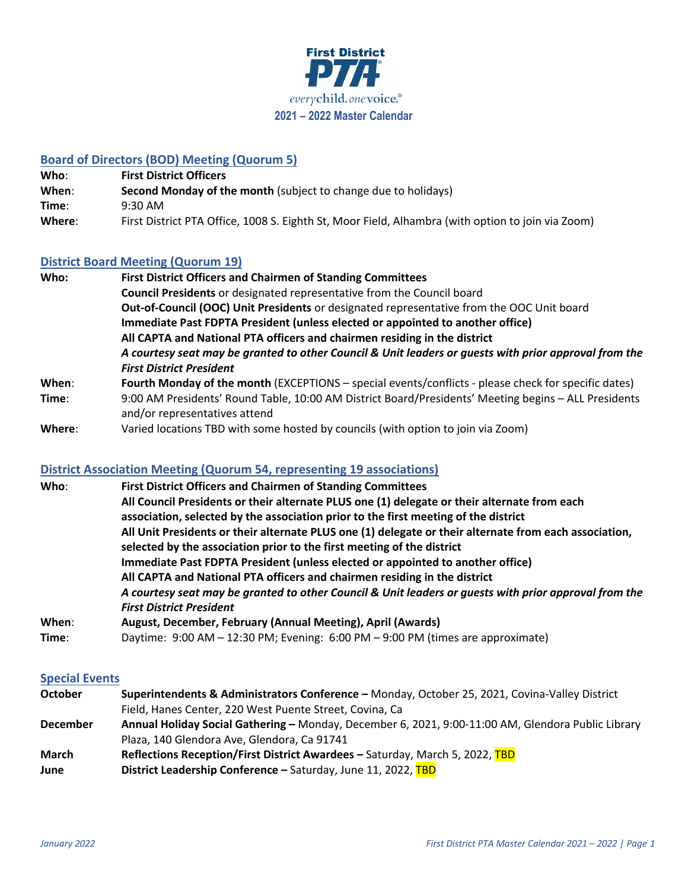# First District PTA

*everychild. one voice.®*

## 2021 – 2022 Master Calendar

### Board of Directors (BOD) Meeting (Quorum 5)

**Who**: **First District Officers**

**When**: **Second Monday of the month** (subject to change due to holidays)

**Time**: 9:30 AM

**Where**: First District PTA Office, 1008 S. Eighth St, Moor Field, Alhambra (with option to join via Zoom)

### District Board Meeting (Quorum 19)

**Who:**
- **First District Officers and Chairmen of Standing Committees**
- **Council Presidents** or designated representative from the Council board
- **Out-of-Council (OOC) Unit Presidents** or designated representative from the OOC Unit board
- **Immediate Past FDPTA President (unless elected or appointed to another office)**
- **All CAPTA and National PTA officers and chairmen residing in the district**
- ***A courtesy seat may be granted to other Council & Unit leaders or guests with prior approval from the First District President***

**When**: **Fourth Monday of the month** (EXCEPTIONS – special events/conflicts - please check for specific dates)

**Time**: 9:00 AM Presidents' Round Table, 10:00 AM District Board/Presidents' Meeting begins – ALL Presidents and/or representatives attend

**Where**: Varied locations TBD with some hosted by councils (with option to join via Zoom)

### District Association Meeting (Quorum 54, representing 19 associations)

**Who**:
- **First District Officers and Chairmen of Standing Committees**
- **All Council Presidents or their alternate PLUS one (1) delegate or their alternate from each association, selected by the association prior to the first meeting of the district**
- **All Unit Presidents or their alternate PLUS one (1) delegate or their alternate from each association, selected by the association prior to the first meeting of the district**
- **Immediate Past FDPTA President (unless elected or appointed to another office)**
- **All CAPTA and National PTA officers and chairmen residing in the district**
- ***A courtesy seat may be granted to other Council & Unit leaders or guests with prior approval from the First District President***

**When**: **August, December, February (Annual Meeting), April (Awards)**

**Time**: Daytime: 9:00 AM – 12:30 PM; Evening: 6:00 PM – 9:00 PM (times are approximate)

### Special Events

**October** — **Superintendents & Administrators Conference –** Monday, October 25, 2021, Covina-Valley District Field, Hanes Center, 220 West Puente Street, Covina, Ca

**December** — **Annual Holiday Social Gathering –** Monday, December 6, 2021, 9:00-11:00 AM, Glendora Public Library Plaza, 140 Glendora Ave, Glendora, Ca 91741

**March** — **Reflections Reception/First District Awardees –** Saturday, March 5, 2022, TBD

**June** — **District Leadership Conference –** Saturday, June 11, 2022, TBD

*January 2022*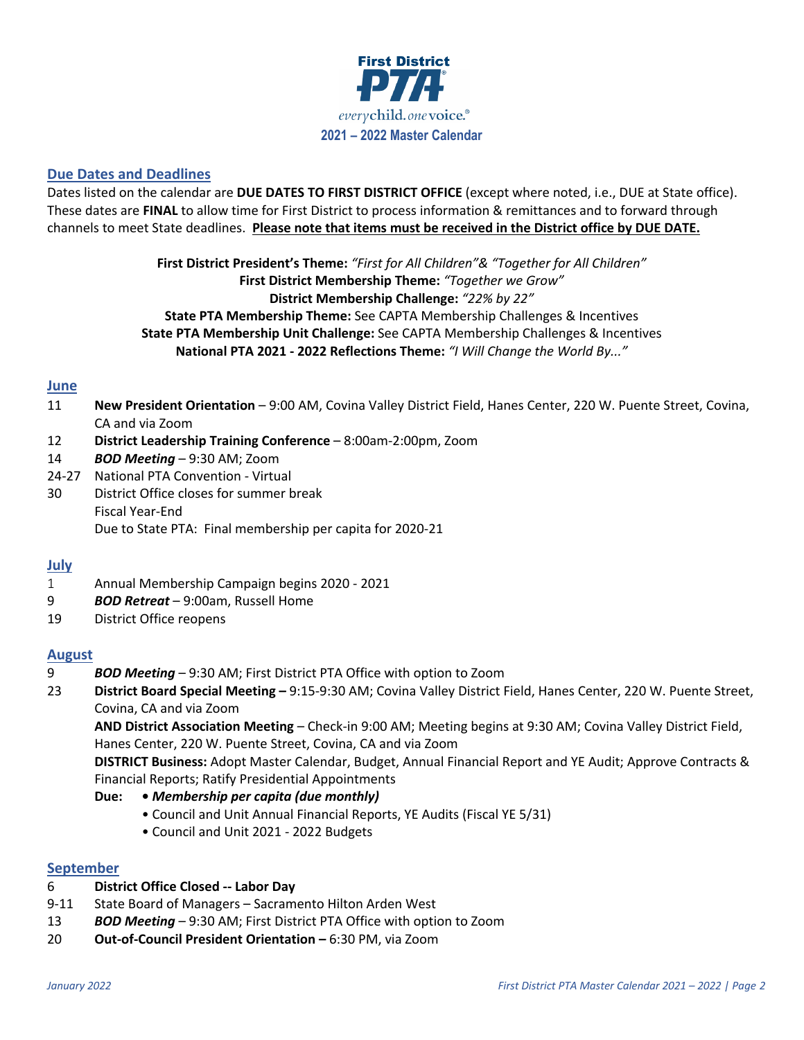**First District PTA**

*everychild. onevoice.®*

**2021 – 2022 Master Calendar**

## Due Dates and Deadlines

Dates listed on the calendar are **DUE DATES TO FIRST DISTRICT OFFICE** (except where noted, i.e., DUE at State office). These dates are **FINAL** to allow time for First District to process information & remittances and to forward through channels to meet State deadlines. **Please note that items must be received in the District office by DUE DATE.**

**First District President's Theme:** *"First for All Children"& "Together for All Children"*
**First District Membership Theme:** *"Together we Grow"*
**District Membership Challenge:** *"22% by 22"*
**State PTA Membership Theme:** See CAPTA Membership Challenges & Incentives
**State PTA Membership Unit Challenge:** See CAPTA Membership Challenges & Incentives
**National PTA 2021 - 2022 Reflections Theme:** *"I Will Change the World By..."*

## June

- 11 **New President Orientation** – 9:00 AM, Covina Valley District Field, Hanes Center, 220 W. Puente Street, Covina, CA and via Zoom
- 12 **District Leadership Training Conference** – 8:00am-2:00pm, Zoom
- 14 ***BOD Meeting*** – 9:30 AM; Zoom
- 24-27 National PTA Convention - Virtual
- 30 District Office closes for summer break
  Fiscal Year-End
  Due to State PTA: Final membership per capita for 2020-21

## July

- 1 Annual Membership Campaign begins 2020 - 2021
- 9 ***BOD Retreat*** – 9:00am, Russell Home
- 19 District Office reopens

## August

- 9 ***BOD Meeting*** – 9:30 AM; First District PTA Office with option to Zoom
- 23 **District Board Special Meeting –** 9:15-9:30 AM; Covina Valley District Field, Hanes Center, 220 W. Puente Street, Covina, CA and via Zoom
  **AND District Association Meeting** – Check-in 9:00 AM; Meeting begins at 9:30 AM; Covina Valley District Field, Hanes Center, 220 W. Puente Street, Covina, CA and via Zoom
  **DISTRICT Business:** Adopt Master Calendar, Budget, Annual Financial Report and YE Audit; Approve Contracts & Financial Reports; Ratify Presidential Appointments
  **Due:**
  - ***Membership per capita (due monthly)***
  - Council and Unit Annual Financial Reports, YE Audits (Fiscal YE 5/31)
  - Council and Unit 2021 - 2022 Budgets

## September

- 6 **District Office Closed -- Labor Day**
- 9-11 State Board of Managers – Sacramento Hilton Arden West
- 13 ***BOD Meeting*** – 9:30 AM; First District PTA Office with option to Zoom
- 20 **Out-of-Council President Orientation –** 6:30 PM, via Zoom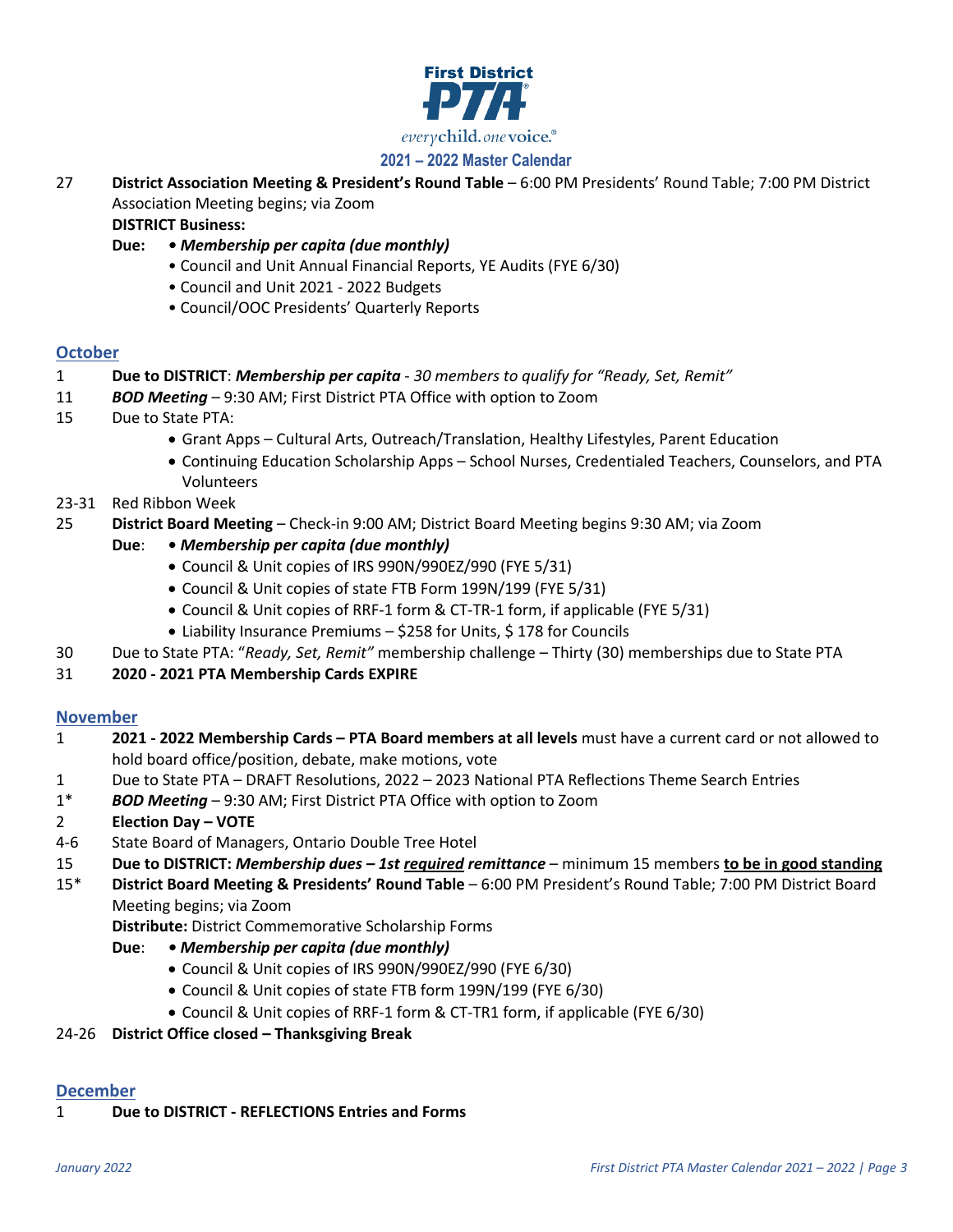First District PTA

*everychild. one voice.*

**2021 – 2022 Master Calendar**

27 **District Association Meeting & President's Round Table** – 6:00 PM Presidents' Round Table; 7:00 PM District Association Meeting begins; via Zoom

**DISTRICT Business:**

**Due:** • ***Membership per capita (due monthly)***
- Council and Unit Annual Financial Reports, YE Audits (FYE 6/30)
- Council and Unit 2021 - 2022 Budgets
- Council/OOC Presidents' Quarterly Reports

## October

1 **Due to DISTRICT**: ***Membership per capita*** *- 30 members to qualify for "Ready, Set, Remit"*

11 ***BOD Meeting*** – 9:30 AM; First District PTA Office with option to Zoom

15 Due to State PTA:
- Grant Apps – Cultural Arts, Outreach/Translation, Healthy Lifestyles, Parent Education
- Continuing Education Scholarship Apps – School Nurses, Credentialed Teachers, Counselors, and PTA Volunteers

23-31 Red Ribbon Week

25 **District Board Meeting** – Check-in 9:00 AM; District Board Meeting begins 9:30 AM; via Zoom

**Due**: • ***Membership per capita (due monthly)***
- Council & Unit copies of IRS 990N/990EZ/990 (FYE 5/31)
- Council & Unit copies of state FTB Form 199N/199 (FYE 5/31)
- Council & Unit copies of RRF-1 form & CT-TR-1 form, if applicable (FYE 5/31)
- Liability Insurance Premiums – $258 for Units, $ 178 for Councils

30 Due to State PTA: "*Ready, Set, Remit"* membership challenge – Thirty (30) memberships due to State PTA

31 **2020 - 2021 PTA Membership Cards EXPIRE**

## November

1 **2021 - 2022 Membership Cards – PTA Board members at all levels** must have a current card or not allowed to hold board office/position, debate, make motions, vote

1 Due to State PTA – DRAFT Resolutions, 2022 – 2023 National PTA Reflections Theme Search Entries

1* ***BOD Meeting*** – 9:30 AM; First District PTA Office with option to Zoom

2 **Election Day – VOTE**

4-6 State Board of Managers, Ontario Double Tree Hotel

15 **Due to DISTRICT: *Membership dues – 1st required remittance*** – minimum 15 members **to be in good standing**

15* **District Board Meeting & Presidents' Round Table** – 6:00 PM President's Round Table; 7:00 PM District Board Meeting begins; via Zoom

**Distribute:** District Commemorative Scholarship Forms

**Due**: • ***Membership per capita (due monthly)***
- Council & Unit copies of IRS 990N/990EZ/990 (FYE 6/30)
- Council & Unit copies of state FTB form 199N/199 (FYE 6/30)
- Council & Unit copies of RRF-1 form & CT-TR1 form, if applicable (FYE 6/30)

24-26 **District Office closed – Thanksgiving Break**

## December

1 **Due to DISTRICT - REFLECTIONS Entries and Forms**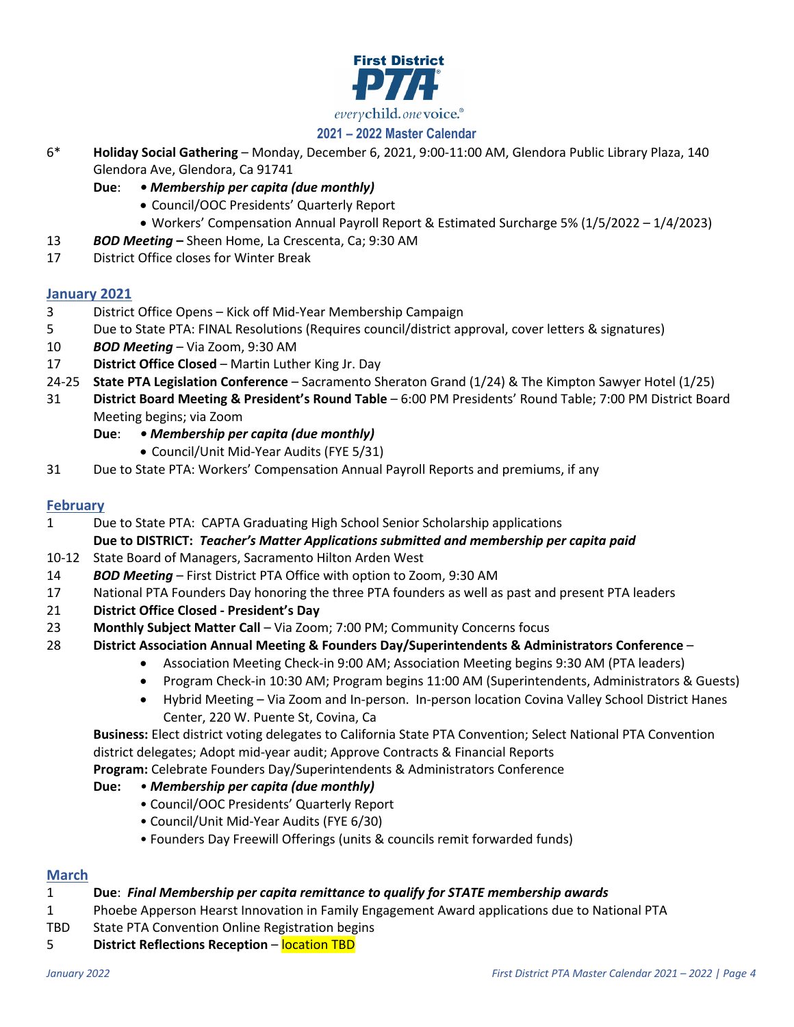**First District PTA**
*everychild. onevoice.*

## 2021 – 2022 Master Calendar

- 6* **Holiday Social Gathering** – Monday, December 6, 2021, 9:00-11:00 AM, Glendora Public Library Plaza, 140 Glendora Ave, Glendora, Ca 91741
  - **Due**: • ***Membership per capita (due monthly)***
    - • Council/OOC Presidents' Quarterly Report
    - • Workers' Compensation Annual Payroll Report & Estimated Surcharge 5% (1/5/2022 – 1/4/2023)
- 13 ***BOD Meeting*** **–** Sheen Home, La Crescenta, Ca; 9:30 AM
- 17 District Office closes for Winter Break

### January 2021

- 3 District Office Opens – Kick off Mid-Year Membership Campaign
- 5 Due to State PTA: FINAL Resolutions (Requires council/district approval, cover letters & signatures)
- 10 ***BOD Meeting*** – Via Zoom, 9:30 AM
- 17 **District Office Closed** – Martin Luther King Jr. Day
- 24-25 **State PTA Legislation Conference** – Sacramento Sheraton Grand (1/24) & The Kimpton Sawyer Hotel (1/25)
- 31 **District Board Meeting & President's Round Table** – 6:00 PM Presidents' Round Table; 7:00 PM District Board Meeting begins; via Zoom
  - **Due**: • ***Membership per capita (due monthly)***
    - • Council/Unit Mid-Year Audits (FYE 5/31)
- 31 Due to State PTA: Workers' Compensation Annual Payroll Reports and premiums, if any

### February

- 1 Due to State PTA: CAPTA Graduating High School Senior Scholarship applications
  - **Due to DISTRICT:** ***Teacher's Matter Applications submitted and membership per capita paid***
- 10-12 State Board of Managers, Sacramento Hilton Arden West
- 14 ***BOD Meeting*** – First District PTA Office with option to Zoom, 9:30 AM
- 17 National PTA Founders Day honoring the three PTA founders as well as past and present PTA leaders
- 21 **District Office Closed - President's Day**
- 23 **Monthly Subject Matter Call** – Via Zoom; 7:00 PM; Community Concerns focus
- 28 **District Association Annual Meeting & Founders Day/Superintendents & Administrators Conference** –
  - Association Meeting Check-in 9:00 AM; Association Meeting begins 9:30 AM (PTA leaders)
  - Program Check-in 10:30 AM; Program begins 11:00 AM (Superintendents, Administrators & Guests)
  - Hybrid Meeting – Via Zoom and In-person. In-person location Covina Valley School District Hanes Center, 220 W. Puente St, Covina, Ca

  **Business:** Elect district voting delegates to California State PTA Convention; Select National PTA Convention district delegates; Adopt mid-year audit; Approve Contracts & Financial Reports

  **Program:** Celebrate Founders Day/Superintendents & Administrators Conference

  **Due:** • ***Membership per capita (due monthly)***
    - • Council/OOC Presidents' Quarterly Report
    - • Council/Unit Mid-Year Audits (FYE 6/30)
    - • Founders Day Freewill Offerings (units & councils remit forwarded funds)

### March

- 1 **Due**: ***Final Membership per capita remittance to qualify for STATE membership awards***
- 1 Phoebe Apperson Hearst Innovation in Family Engagement Award applications due to National PTA
- TBD State PTA Convention Online Registration begins
- 5 **District Reflections Reception** – location TBD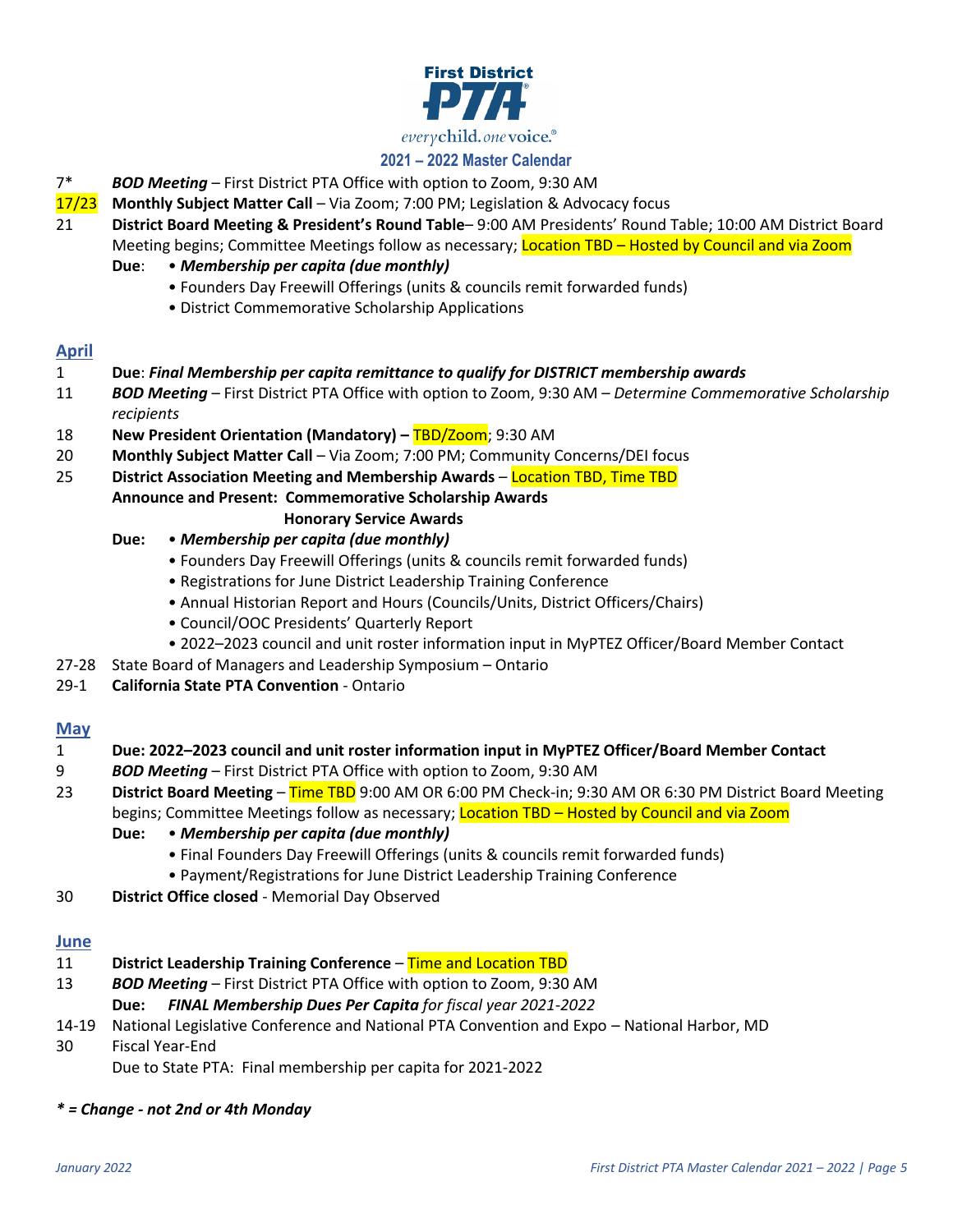**First District PTA**

*everychild. one voice.®*

## 2021 – 2022 Master Calendar

7* ***BOD Meeting*** – First District PTA Office with option to Zoom, 9:30 AM

17/23 **Monthly Subject Matter Call** – Via Zoom; 7:00 PM; Legislation & Advocacy focus

21 **District Board Meeting & President's Round Table**– 9:00 AM Presidents' Round Table; 10:00 AM District Board Meeting begins; Committee Meetings follow as necessary; Location TBD – Hosted by Council and via Zoom

**Due**:
- ***Membership per capita (due monthly)***
- Founders Day Freewill Offerings (units & councils remit forwarded funds)
- District Commemorative Scholarship Applications

### April

1 **Due**: ***Final Membership per capita remittance to qualify for DISTRICT membership awards***

11 ***BOD Meeting*** – First District PTA Office with option to Zoom, 9:30 AM – *Determine Commemorative Scholarship recipients*

18 **New President Orientation (Mandatory) –** TBD/Zoom; 9:30 AM

20 **Monthly Subject Matter Call** – Via Zoom; 7:00 PM; Community Concerns/DEI focus

25 **District Association Meeting and Membership Awards** – Location TBD, Time TBD

**Announce and Present: Commemorative Scholarship Awards**

**Honorary Service Awards**

**Due:**
- ***Membership per capita (due monthly)***
- Founders Day Freewill Offerings (units & councils remit forwarded funds)
- Registrations for June District Leadership Training Conference
- Annual Historian Report and Hours (Councils/Units, District Officers/Chairs)
- Council/OOC Presidents' Quarterly Report
- 2022–2023 council and unit roster information input in MyPTEZ Officer/Board Member Contact

27-28 State Board of Managers and Leadership Symposium – Ontario

29-1 **California State PTA Convention** - Ontario

### May

1 **Due: 2022–2023 council and unit roster information input in MyPTEZ Officer/Board Member Contact**

9 ***BOD Meeting*** – First District PTA Office with option to Zoom, 9:30 AM

23 **District Board Meeting** – Time TBD 9:00 AM OR 6:00 PM Check-in; 9:30 AM OR 6:30 PM District Board Meeting begins; Committee Meetings follow as necessary; Location TBD – Hosted by Council and via Zoom

**Due:**
- ***Membership per capita (due monthly)***
- Final Founders Day Freewill Offerings (units & councils remit forwarded funds)
- Payment/Registrations for June District Leadership Training Conference

30 **District Office closed** - Memorial Day Observed

### June

11 **District Leadership Training Conference** – Time and Location TBD

13 ***BOD Meeting*** – First District PTA Office with option to Zoom, 9:30 AM

**Due:** ***FINAL Membership Dues Per Capita*** *for fiscal year 2021-2022*

14-19 National Legislative Conference and National PTA Convention and Expo – National Harbor, MD

30 Fiscal Year-End

Due to State PTA: Final membership per capita for 2021-2022

***\* = Change - not 2nd or 4th Monday***